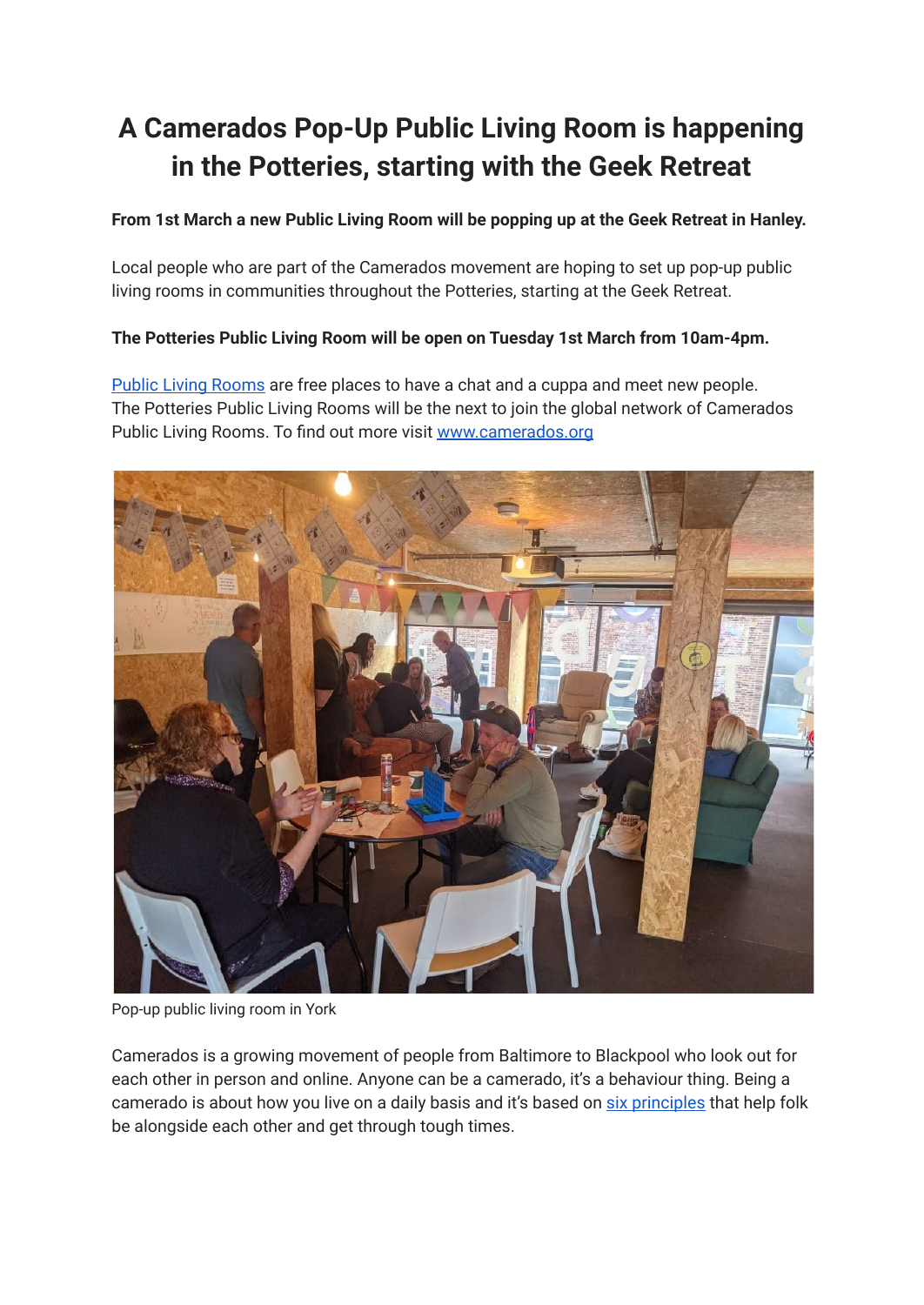# A Camerados Pop-Up Public Living Room is happening in the Potteries, starting with the Geek Retreat

**From 1st March a new Public Living Room will be popping up at the Geek Retreat in Hanley.**

Local people who are part of the Camerados movement are hoping to set up pop-up public living rooms in communities throughout the Potteries, starting at the Geek Retreat.

**The Potteries Public Living Room will be open on Tuesday 1st March from 10am-4pm.**

[Public Living Rooms](#) are free places to have a chat and a cuppa and meet new people. The Potteries Public Living Rooms will be the next to join the global network of Camerados Public Living Rooms. To find out more visit [www.camerados.org](http://www.camerados.org)

Pop-up public living room in York

Camerados is a growing movement of people from Baltimore to Blackpool who look out for each other in person and online. Anyone can be a camerado, it's a behaviour thing. Being a camerado is about how you live on a daily basis and it's based on [six principles](#) that help folk be alongside each other and get through tough times.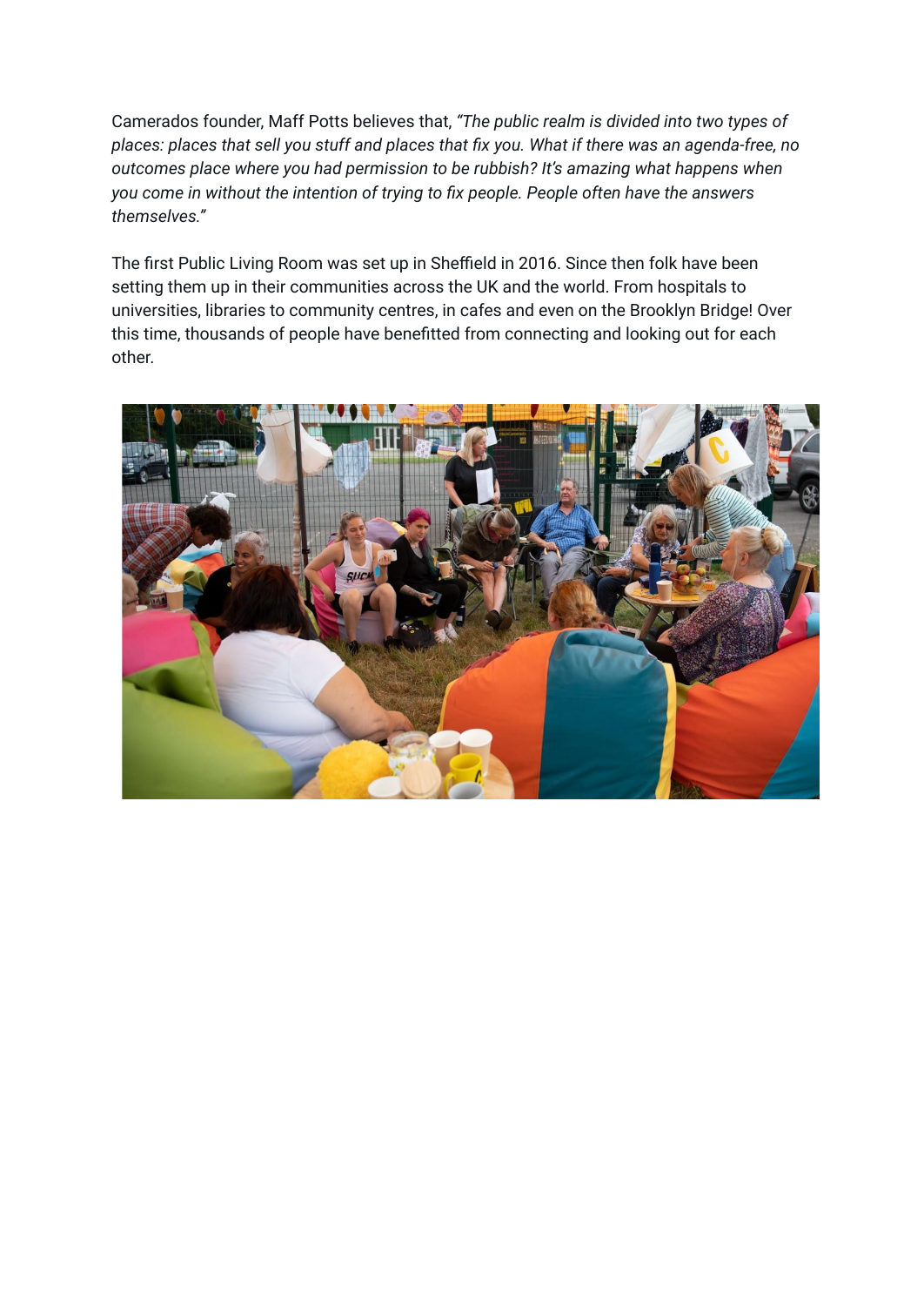Camerados founder, Maff Potts believes that, *"The public realm is divided into two types of places: places that sell you stuff and places that fix you. What if there was an agenda-free, no outcomes place where you had permission to be rubbish? It's amazing what happens when you come in without the intention of trying to fix people. People often have the answers themselves."*

The first Public Living Room was set up in Sheffield in 2016. Since then folk have been setting them up in their communities across the UK and the world. From hospitals to universities, libraries to community centres, in cafes and even on the Brooklyn Bridge! Over this time, thousands of people have benefitted from connecting and looking out for each other.